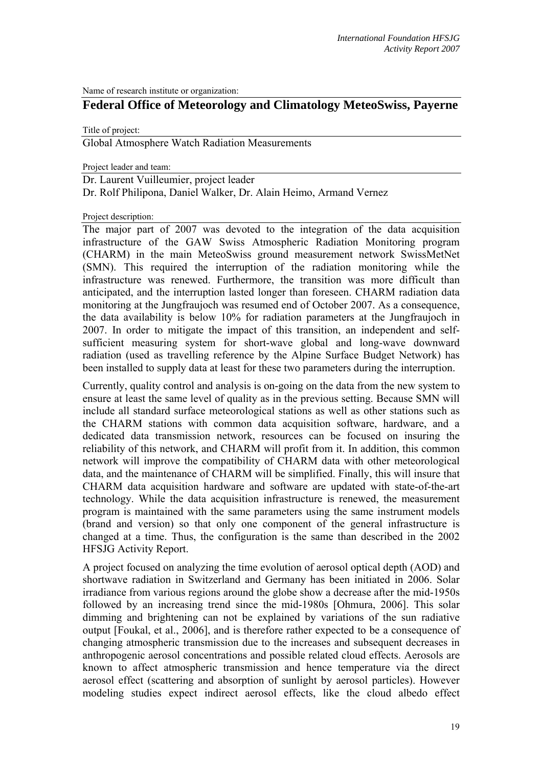Name of research institute or organization:

# Federal Office of Meteorology and Climatology MeteoSwiss, Payerne

Title of project:

Global Atmosphere Watch Radiation Measurements

Project leader and team:

Dr. Laurent Vuilleumier, project leader
Dr. Rolf Philipona, Daniel Walker, Dr. Alain Heimo, Armand Vernez

Project description:

The major part of 2007 was devoted to the integration of the data acquisition infrastructure of the GAW Swiss Atmospheric Radiation Monitoring program (CHARM) in the main MeteoSwiss ground measurement network SwissMetNet (SMN). This required the interruption of the radiation monitoring while the infrastructure was renewed. Furthermore, the transition was more difficult than anticipated, and the interruption lasted longer than foreseen. CHARM radiation data monitoring at the Jungfraujoch was resumed end of October 2007. As a consequence, the data availability is below 10% for radiation parameters at the Jungfraujoch in 2007. In order to mitigate the impact of this transition, an independent and self-sufficient measuring system for short-wave global and long-wave downward radiation (used as travelling reference by the Alpine Surface Budget Network) has been installed to supply data at least for these two parameters during the interruption.

Currently, quality control and analysis is on-going on the data from the new system to ensure at least the same level of quality as in the previous setting. Because SMN will include all standard surface meteorological stations as well as other stations such as the CHARM stations with common data acquisition software, hardware, and a dedicated data transmission network, resources can be focused on insuring the reliability of this network, and CHARM will profit from it. In addition, this common network will improve the compatibility of CHARM data with other meteorological data, and the maintenance of CHARM will be simplified. Finally, this will insure that CHARM data acquisition hardware and software are updated with state-of-the-art technology. While the data acquisition infrastructure is renewed, the measurement program is maintained with the same parameters using the same instrument models (brand and version) so that only one component of the general infrastructure is changed at a time. Thus, the configuration is the same than described in the 2002 HFSJG Activity Report.

A project focused on analyzing the time evolution of aerosol optical depth (AOD) and shortwave radiation in Switzerland and Germany has been initiated in 2006. Solar irradiance from various regions around the globe show a decrease after the mid-1950s followed by an increasing trend since the mid-1980s [Ohmura, 2006]. This solar dimming and brightening can not be explained by variations of the sun radiative output [Foukal, et al., 2006], and is therefore rather expected to be a consequence of changing atmospheric transmission due to the increases and subsequent decreases in anthropogenic aerosol concentrations and possible related cloud effects. Aerosols are known to affect atmospheric transmission and hence temperature via the direct aerosol effect (scattering and absorption of sunlight by aerosol particles). However modeling studies expect indirect aerosol effects, like the cloud albedo effect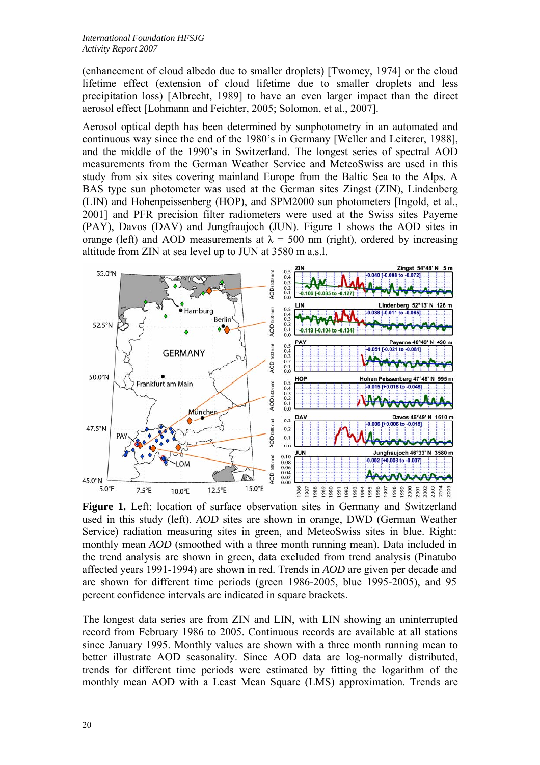(enhancement of cloud albedo due to smaller droplets) [Twomey, 1974] or the cloud lifetime effect (extension of cloud lifetime due to smaller droplets and less precipitation loss) [Albrecht, 1989] to have an even larger impact than the direct aerosol effect [Lohmann and Feichter, 2005; Solomon, et al., 2007].

Aerosol optical depth has been determined by sunphotometry in an automated and continuous way since the end of the 1980's in Germany [Weller and Leiterer, 1988], and the middle of the 1990's in Switzerland. The longest series of spectral AOD measurements from the German Weather Service and MeteoSwiss are used in this study from six sites covering mainland Europe from the Baltic Sea to the Alps. A BAS type sun photometer was used at the German sites Zingst (ZIN), Lindenberg (LIN) and Hohenpeissenberg (HOP), and SPM2000 sun photometers [Ingold, et al., 2001] and PFR precision filter radiometers were used at the Swiss sites Payerne (PAY), Davos (DAV) and Jungfraujoch (JUN). Figure 1 shows the AOD sites in orange (left) and AOD measurements at $\lambda$ = 500 nm (right), ordered by increasing altitude from ZIN at sea level up to JUN at 3580 m a.s.l.

**Figure 1.** Left: location of surface observation sites in Germany and Switzerland used in this study (left). *AOD* sites are shown in orange, DWD (German Weather Service) radiation measuring sites in green, and MeteoSwiss sites in blue. Right: monthly mean *AOD* (smoothed with a three month running mean). Data included in the trend analysis are shown in green, data excluded from trend analysis (Pinatubo affected years 1991-1994) are shown in red. Trends in *AOD* are given per decade and are shown for different time periods (green 1986-2005, blue 1995-2005), and 95 percent confidence intervals are indicated in square brackets.

The longest data series are from ZIN and LIN, with LIN showing an uninterrupted record from February 1986 to 2005. Continuous records are available at all stations since January 1995. Monthly values are shown with a three month running mean to better illustrate AOD seasonality. Since AOD data are log-normally distributed, trends for different time periods were estimated by fitting the logarithm of the monthly mean AOD with a Least Mean Square (LMS) approximation. Trends are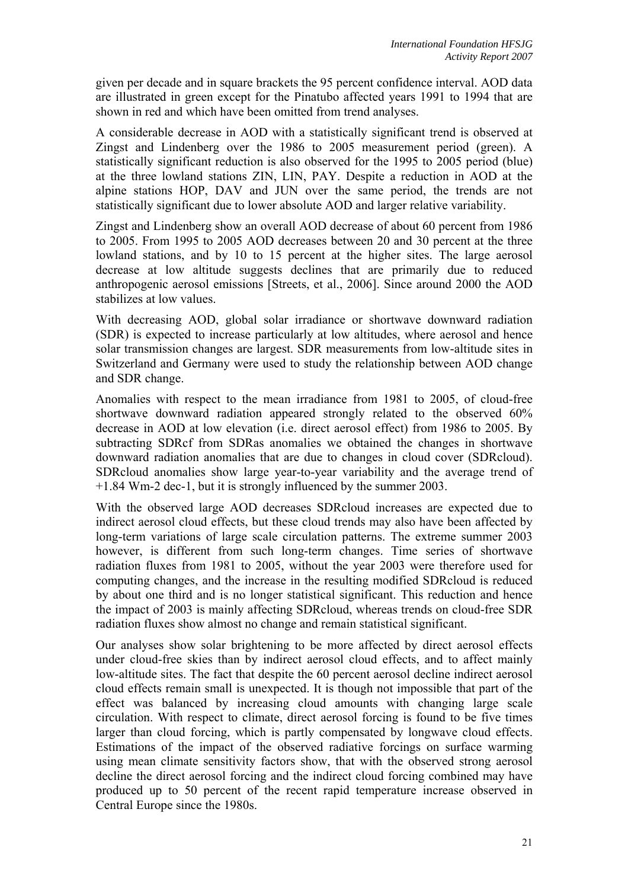given per decade and in square brackets the 95 percent confidence interval. AOD data are illustrated in green except for the Pinatubo affected years 1991 to 1994 that are shown in red and which have been omitted from trend analyses.

A considerable decrease in AOD with a statistically significant trend is observed at Zingst and Lindenberg over the 1986 to 2005 measurement period (green). A statistically significant reduction is also observed for the 1995 to 2005 period (blue) at the three lowland stations ZIN, LIN, PAY. Despite a reduction in AOD at the alpine stations HOP, DAV and JUN over the same period, the trends are not statistically significant due to lower absolute AOD and larger relative variability.

Zingst and Lindenberg show an overall AOD decrease of about 60 percent from 1986 to 2005. From 1995 to 2005 AOD decreases between 20 and 30 percent at the three lowland stations, and by 10 to 15 percent at the higher sites. The large aerosol decrease at low altitude suggests declines that are primarily due to reduced anthropogenic aerosol emissions [Streets, et al., 2006]. Since around 2000 the AOD stabilizes at low values.

With decreasing AOD, global solar irradiance or shortwave downward radiation (SDR) is expected to increase particularly at low altitudes, where aerosol and hence solar transmission changes are largest. SDR measurements from low-altitude sites in Switzerland and Germany were used to study the relationship between AOD change and SDR change.

Anomalies with respect to the mean irradiance from 1981 to 2005, of cloud-free shortwave downward radiation appeared strongly related to the observed 60% decrease in AOD at low elevation (i.e. direct aerosol effect) from 1986 to 2005. By subtracting $SDR_{cf}$ from $SDR_{as}$ anomalies we obtained the changes in shortwave downward radiation anomalies that are due to changes in cloud cover ($SDR_{cloud}$). $SDR_{cloud}$ anomalies show large year-to-year variability and the average trend of +1.84 $Wm^{-2}$ $dec^{-1}$, but it is strongly influenced by the summer 2003.

With the observed large AOD decreases $SDR_{cloud}$ increases are expected due to indirect aerosol cloud effects, but these cloud trends may also have been affected by long-term variations of large scale circulation patterns. The extreme summer 2003 however, is different from such long-term changes. Time series of shortwave radiation fluxes from 1981 to 2005, without the year 2003 were therefore used for computing changes, and the increase in the resulting modified $SDR_{cloud}$ is reduced by about one third and is no longer statistical significant. This reduction and hence the impact of 2003 is mainly affecting $SDR_{cloud}$, whereas trends on cloud-free SDR radiation fluxes show almost no change and remain statistical significant.

Our analyses show solar brightening to be more affected by direct aerosol effects under cloud-free skies than by indirect aerosol cloud effects, and to affect mainly low-altitude sites. The fact that despite the 60 percent aerosol decline indirect aerosol cloud effects remain small is unexpected. It is though not impossible that part of the effect was balanced by increasing cloud amounts with changing large scale circulation. With respect to climate, direct aerosol forcing is found to be five times larger than cloud forcing, which is partly compensated by longwave cloud effects. Estimations of the impact of the observed radiative forcings on surface warming using mean climate sensitivity factors show, that with the observed strong aerosol decline the direct aerosol forcing and the indirect cloud forcing combined may have produced up to 50 percent of the recent rapid temperature increase observed in Central Europe since the 1980s.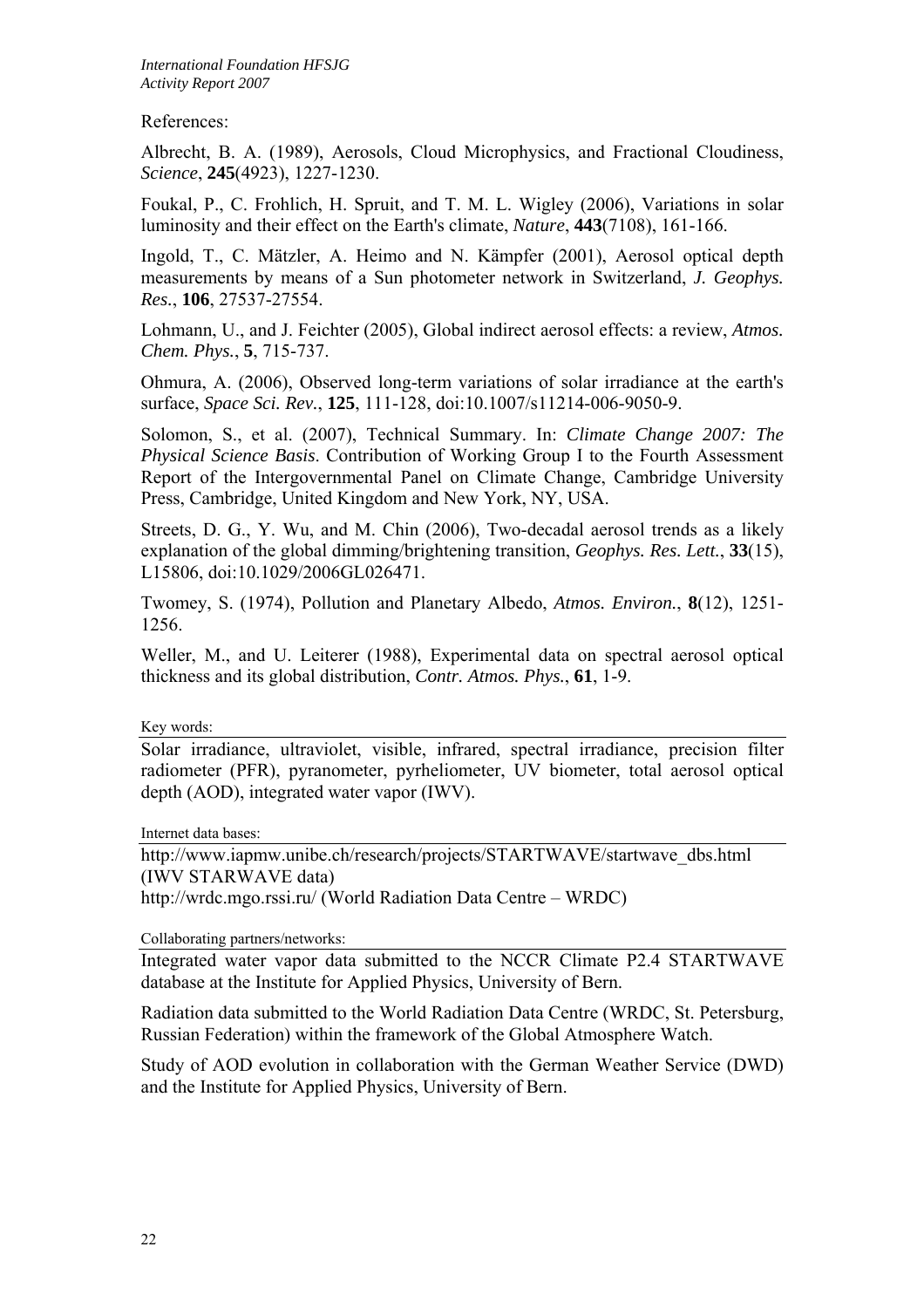References:

Albrecht, B. A. (1989), Aerosols, Cloud Microphysics, and Fractional Cloudiness, *Science*, **245**(4923), 1227-1230.

Foukal, P., C. Frohlich, H. Spruit, and T. M. L. Wigley (2006), Variations in solar luminosity and their effect on the Earth's climate, *Nature*, **443**(7108), 161-166.

Ingold, T., C. Mätzler, A. Heimo and N. Kämpfer (2001), Aerosol optical depth measurements by means of a Sun photometer network in Switzerland, *J. Geophys. Res.*, **106**, 27537-27554.

Lohmann, U., and J. Feichter (2005), Global indirect aerosol effects: a review, *Atmos. Chem. Phys.*, **5**, 715-737.

Ohmura, A. (2006), Observed long-term variations of solar irradiance at the earth's surface, *Space Sci. Rev.*, **125**, 111-128, doi:10.1007/s11214-006-9050-9.

Solomon, S., et al. (2007), Technical Summary. In: *Climate Change 2007: The Physical Science Basis*. Contribution of Working Group I to the Fourth Assessment Report of the Intergovernmental Panel on Climate Change, Cambridge University Press, Cambridge, United Kingdom and New York, NY, USA.

Streets, D. G., Y. Wu, and M. Chin (2006), Two-decadal aerosol trends as a likely explanation of the global dimming/brightening transition, *Geophys. Res. Lett.*, **33**(15), L15806, doi:10.1029/2006GL026471.

Twomey, S. (1974), Pollution and Planetary Albedo, *Atmos. Environ.*, **8**(12), 1251-1256.

Weller, M., and U. Leiterer (1988), Experimental data on spectral aerosol optical thickness and its global distribution, *Contr. Atmos. Phys.*, **61**, 1-9.

Key words:

Solar irradiance, ultraviolet, visible, infrared, spectral irradiance, precision filter radiometer (PFR), pyranometer, pyrheliometer, UV biometer, total aerosol optical depth (AOD), integrated water vapor (IWV).

Internet data bases:

http://www.iapmw.unibe.ch/research/projects/STARTWAVE/startwave_dbs.html (IWV STARWAVE data)
http://wrdc.mgo.rssi.ru/ (World Radiation Data Centre – WRDC)

Collaborating partners/networks:

Integrated water vapor data submitted to the NCCR Climate P2.4 STARTWAVE database at the Institute for Applied Physics, University of Bern.

Radiation data submitted to the World Radiation Data Centre (WRDC, St. Petersburg, Russian Federation) within the framework of the Global Atmosphere Watch.

Study of AOD evolution in collaboration with the German Weather Service (DWD) and the Institute for Applied Physics, University of Bern.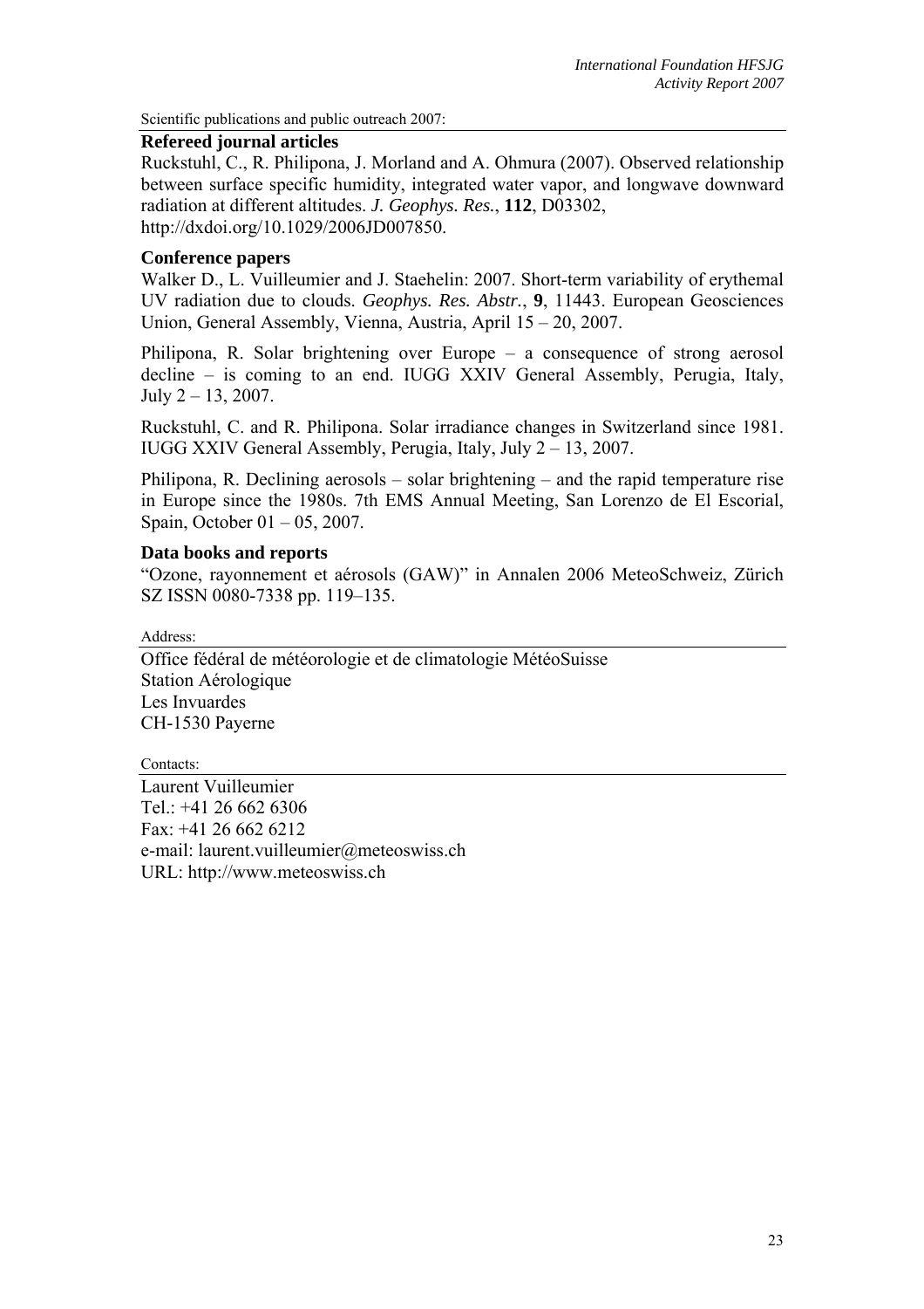Scientific publications and public outreach 2007:

**Refereed journal articles**

Ruckstuhl, C., R. Philipona, J. Morland and A. Ohmura (2007). Observed relationship between surface specific humidity, integrated water vapor, and longwave downward radiation at different altitudes. *J. Geophys. Res.*, **112**, D03302, http://dxdoi.org/10.1029/2006JD007850.

**Conference papers**

Walker D., L. Vuilleumier and J. Staehelin: 2007. Short-term variability of erythemal UV radiation due to clouds. *Geophys. Res. Abstr.*, **9**, 11443. European Geosciences Union, General Assembly, Vienna, Austria, April 15 – 20, 2007.

Philipona, R. Solar brightening over Europe – a consequence of strong aerosol decline – is coming to an end. IUGG XXIV General Assembly, Perugia, Italy, July 2 – 13, 2007.

Ruckstuhl, C. and R. Philipona. Solar irradiance changes in Switzerland since 1981. IUGG XXIV General Assembly, Perugia, Italy, July 2 – 13, 2007.

Philipona, R. Declining aerosols – solar brightening – and the rapid temperature rise in Europe since the 1980s. 7th EMS Annual Meeting, San Lorenzo de El Escorial, Spain, October 01 – 05, 2007.

**Data books and reports**

"Ozone, rayonnement et aérosols (GAW)" in Annalen 2006 MeteoSchweiz, Zürich SZ ISSN 0080-7338 pp. 119–135.

Address:

Office fédéral de météorologie et de climatologie MétéoSuisse
Station Aérologique
Les Invuardes
CH-1530 Payerne

Contacts:

Laurent Vuilleumier
Tel.: +41 26 662 6306
Fax: +41 26 662 6212
e-mail: laurent.vuilleumier@meteoswiss.ch
URL: http://www.meteoswiss.ch